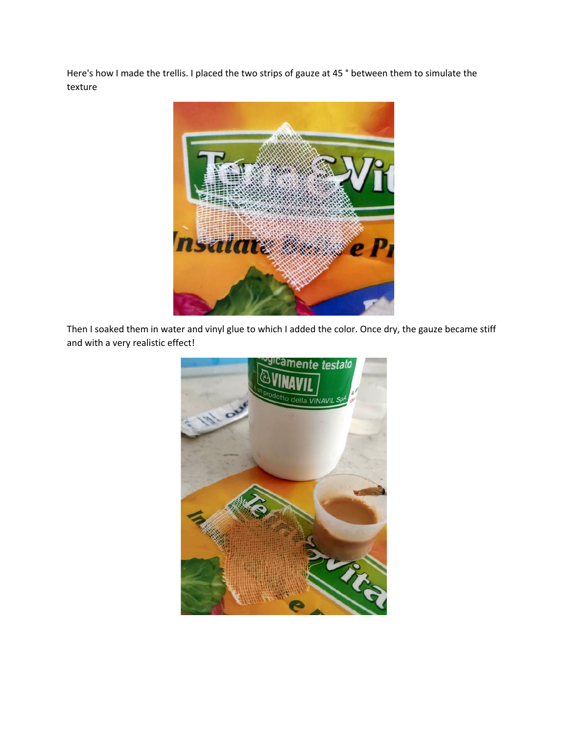Here's how I made the trellis. I placed the two strips of gauze at 45 ° between them to simulate the texture

Then I soaked them in water and vinyl glue to which I added the color. Once dry, the gauze became stiff and with a very realistic effect!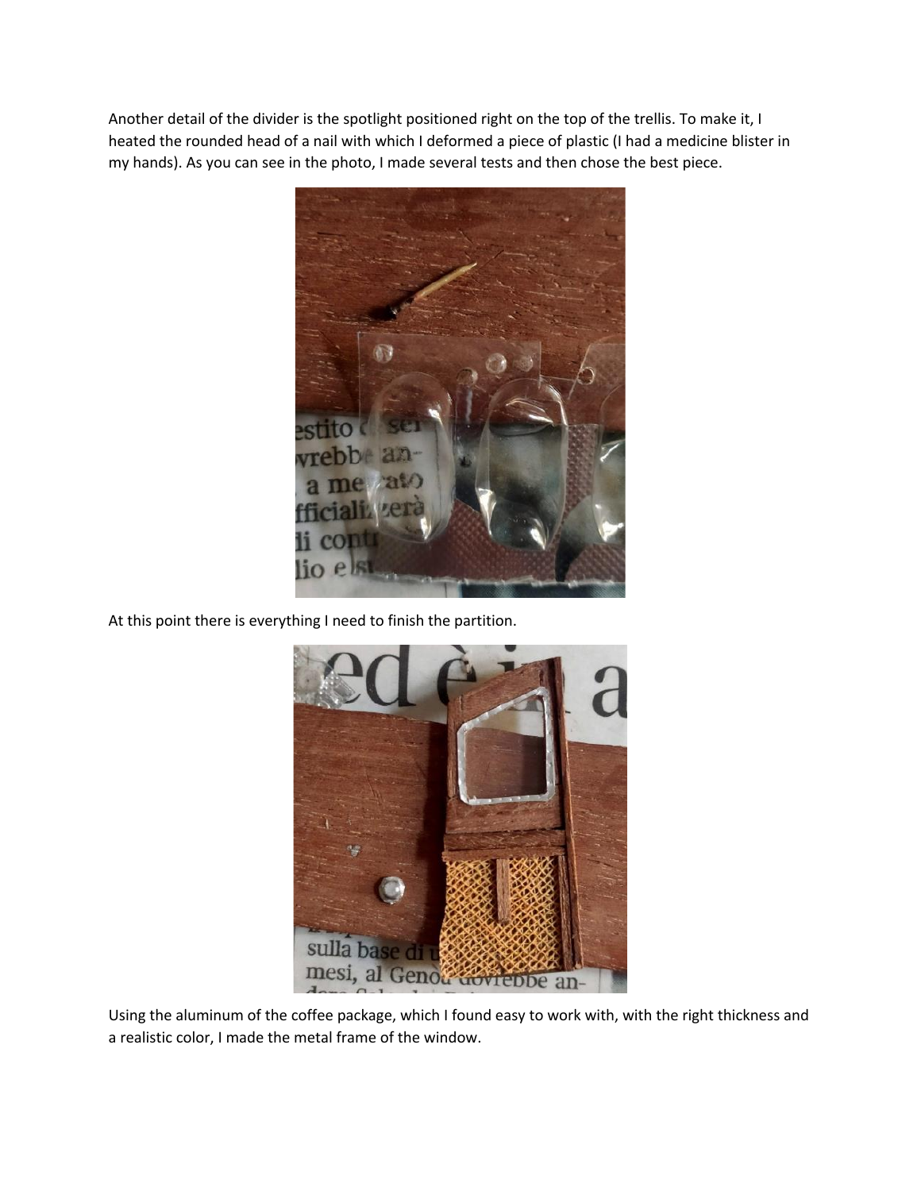Another detail of the divider is the spotlight positioned right on the top of the trellis. To make it, I heated the rounded head of a nail with which I deformed a piece of plastic (I had a medicine blister in my hands). As you can see in the photo, I made several tests and then chose the best piece.

At this point there is everything I need to finish the partition.

Using the aluminum of the coffee package, which I found easy to work with, with the right thickness and a realistic color, I made the metal frame of the window.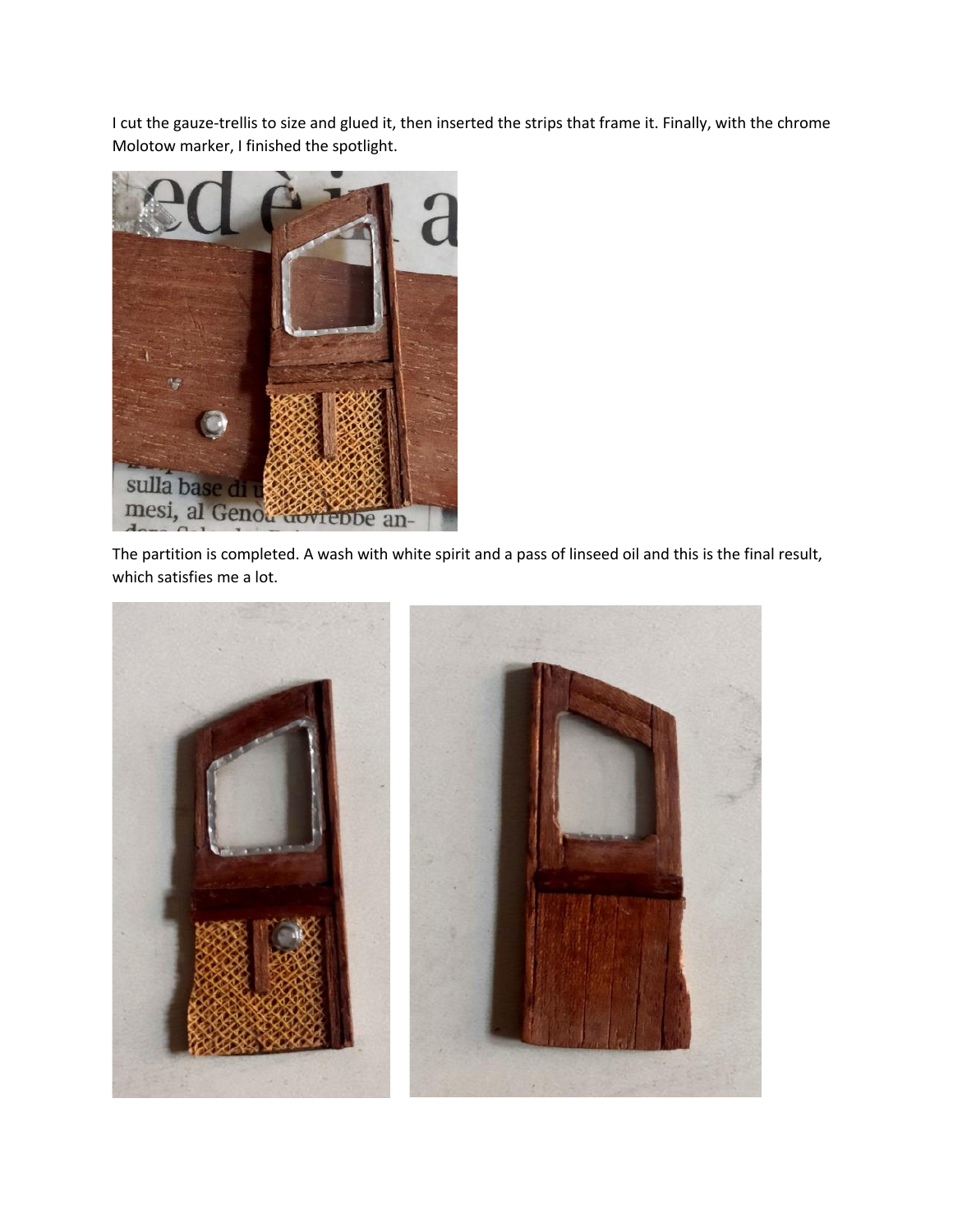I cut the gauze-trellis to size and glued it, then inserted the strips that frame it. Finally, with the chrome Molotow marker, I finished the spotlight.

The partition is completed. A wash with white spirit and a pass of linseed oil and this is the final result, which satisfies me a lot.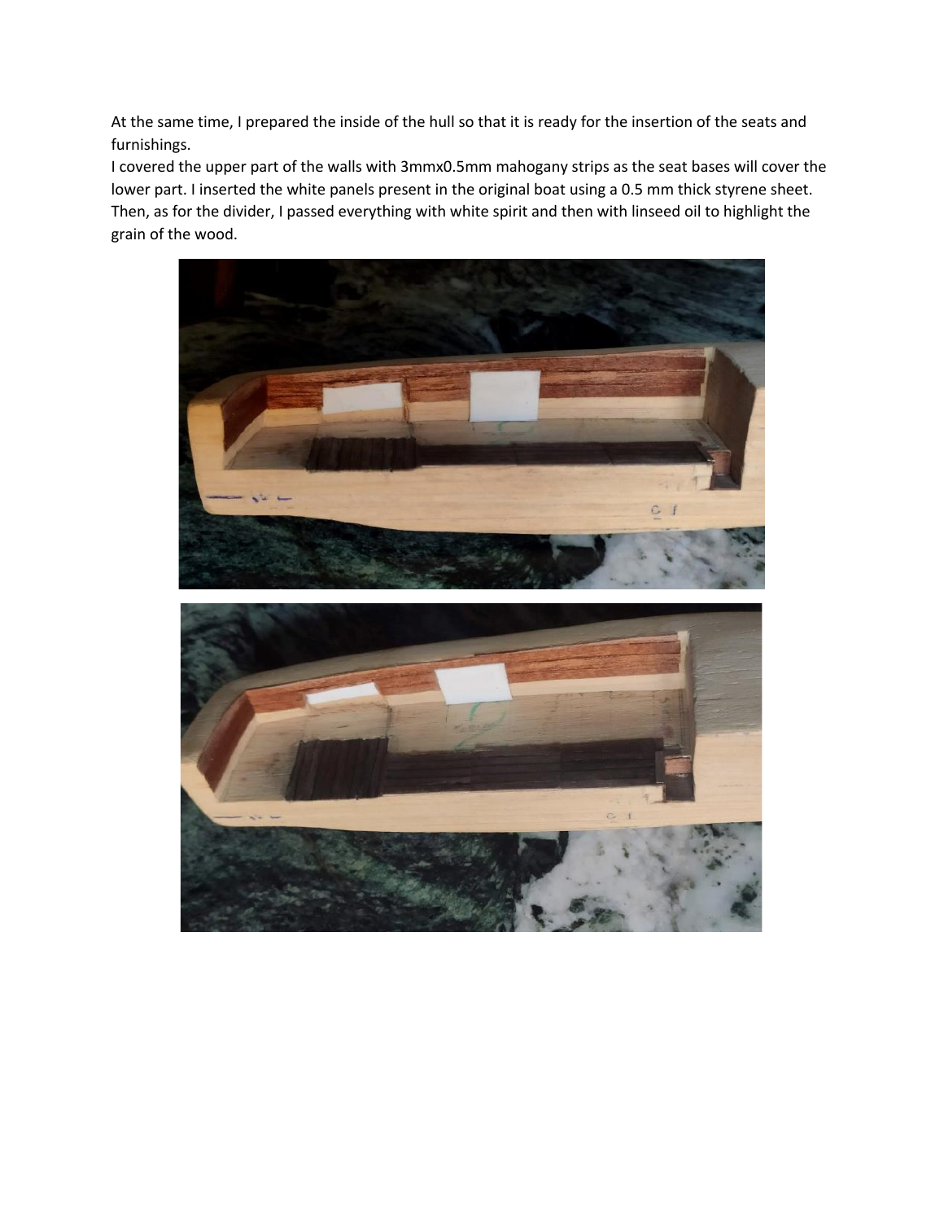At the same time, I prepared the inside of the hull so that it is ready for the insertion of the seats and furnishings.
I covered the upper part of the walls with 3mmx0.5mm mahogany strips as the seat bases will cover the lower part. I inserted the white panels present in the original boat using a 0.5 mm thick styrene sheet. Then, as for the divider, I passed everything with white spirit and then with linseed oil to highlight the grain of the wood.